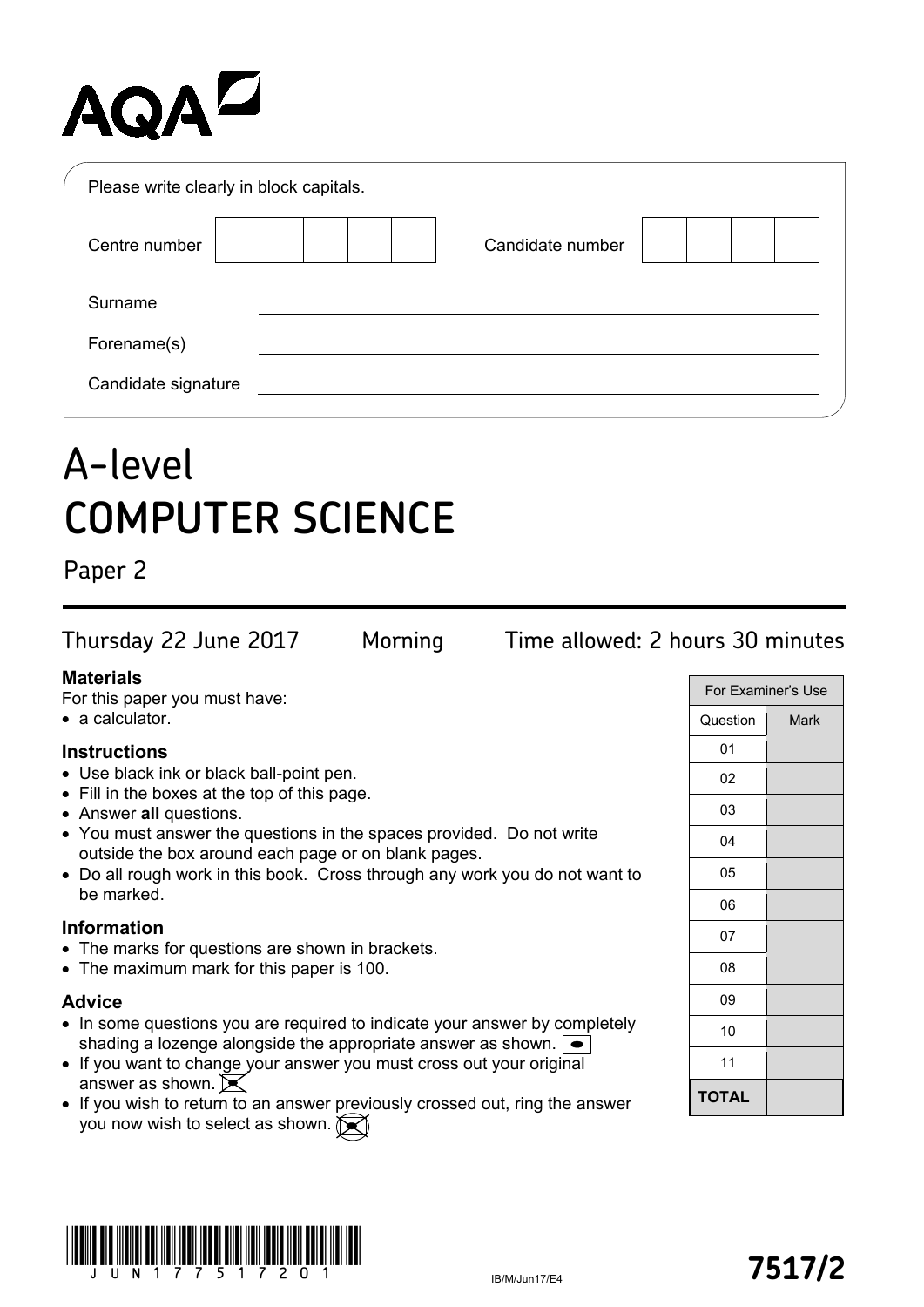AQA

Please write clearly in block capitals.

| Centre number | | | | | | Candidate number | | | | |
|---|---|---|---|---|---|---|---|---|---|---|

Surname \_\_\_\_\_\_\_\_\_\_\_\_\_\_\_\_\_\_\_\_\_\_\_\_\_\_\_\_\_\_

Forename(s) \_\_\_\_\_\_\_\_\_\_\_\_\_\_\_\_\_\_\_\_\_\_\_\_\_\_\_\_\_\_

Candidate signature \_\_\_\_\_\_\_\_\_\_\_\_\_\_\_\_\_\_\_\_\_\_\_\_\_\_\_\_\_\_

# A-level
# COMPUTER SCIENCE

## Paper 2

Thursday 22 June 2017 Morning Time allowed: 2 hours 30 minutes

### Materials

For this paper you must have:

- a calculator.

### Instructions

- Use black ink or black ball-point pen.
- Fill in the boxes at the top of this page.
- Answer **all** questions.
- You must answer the questions in the spaces provided. Do not write outside the box around each page or on blank pages.
- Do all rough work in this book. Cross through any work you do not want to be marked.

### Information

- The marks for questions are shown in brackets.
- The maximum mark for this paper is 100.

### Advice

- In some questions you are required to indicate your answer by completely shading a lozenge alongside the appropriate answer as shown.
- If you want to change your answer you must cross out your original answer as shown.
- If you wish to return to an answer previously crossed out, ring the answer you now wish to select as shown.

| For Examiner's Use | |
|---|---|
| Question | Mark |
| 01 | |
| 02 | |
| 03 | |
| 04 | |
| 05 | |
| 06 | |
| 07 | |
| 08 | |
| 09 | |
| 10 | |
| 11 | |
| **TOTAL** | |

J U N 1 7 7 5 1 7 2 0 1

IB/M/Jun17/E4

**7517/2**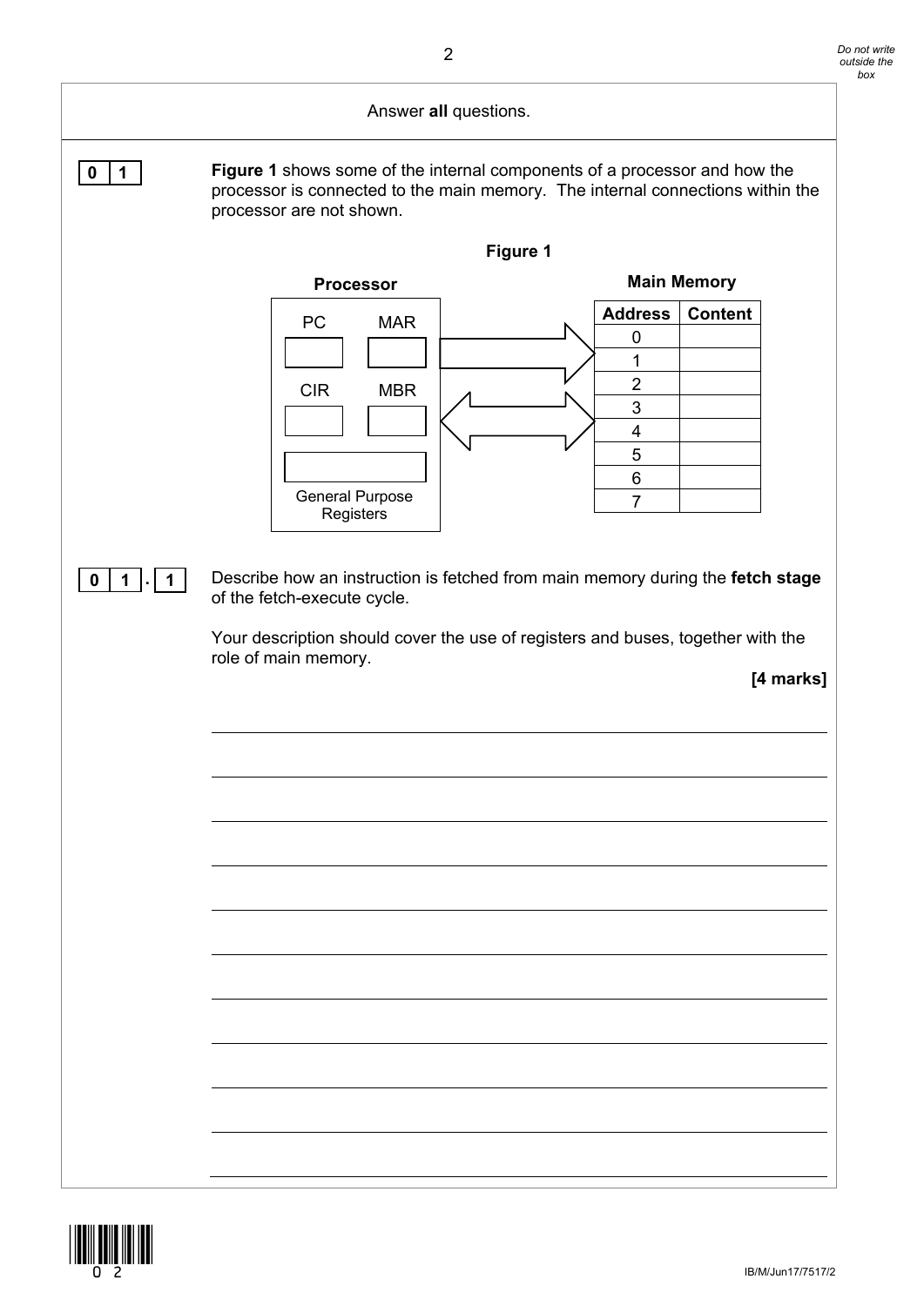Answer **all** questions.

**0 1** **Figure 1** shows some of the internal components of a processor and how the processor is connected to the main memory. The internal connections within the processor are not shown.

**Figure 1**

**Processor**

PC MAR

CIR MBR

General Purpose Registers

**Main Memory**

| Address | Content |
|---|---|
| 0 | |
| 1 | |
| 2 | |
| 3 | |
| 4 | |
| 5 | |
| 6 | |
| 7 | |

**0 1 . 1** Describe how an instruction is fetched from main memory during the **fetch stage** of the fetch-execute cycle.

Your description should cover the use of registers and buses, together with the role of main memory.

**[4 marks]**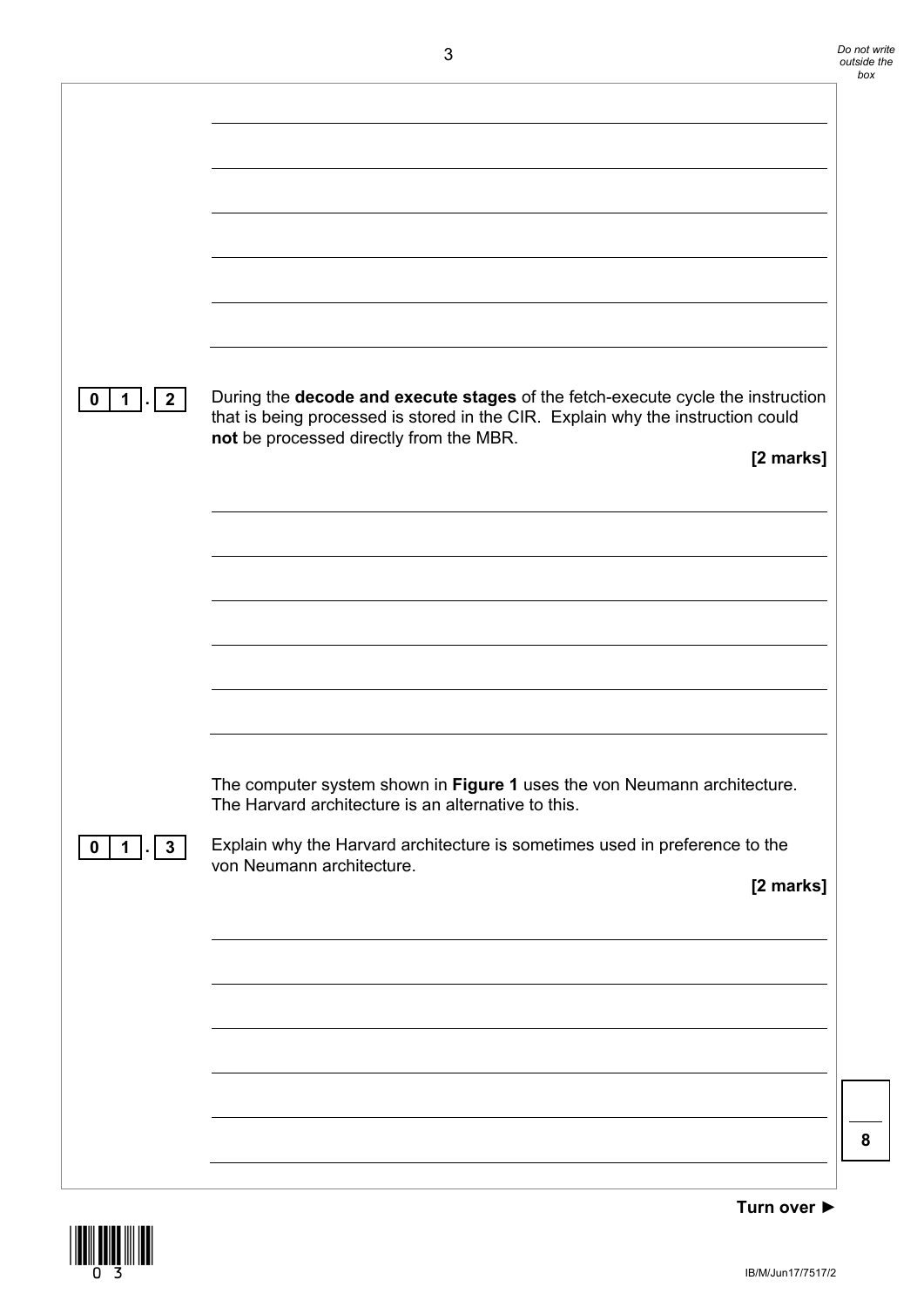**0 1 . 2** During the **decode and execute stages** of the fetch-execute cycle the instruction that is being processed is stored in the CIR. Explain why the instruction could **not** be processed directly from the MBR.

**[2 marks]**

The computer system shown in **Figure 1** uses the von Neumann architecture. The Harvard architecture is an alternative to this.

**0 1 . 3** Explain why the Harvard architecture is sometimes used in preference to the von Neumann architecture.

**[2 marks]**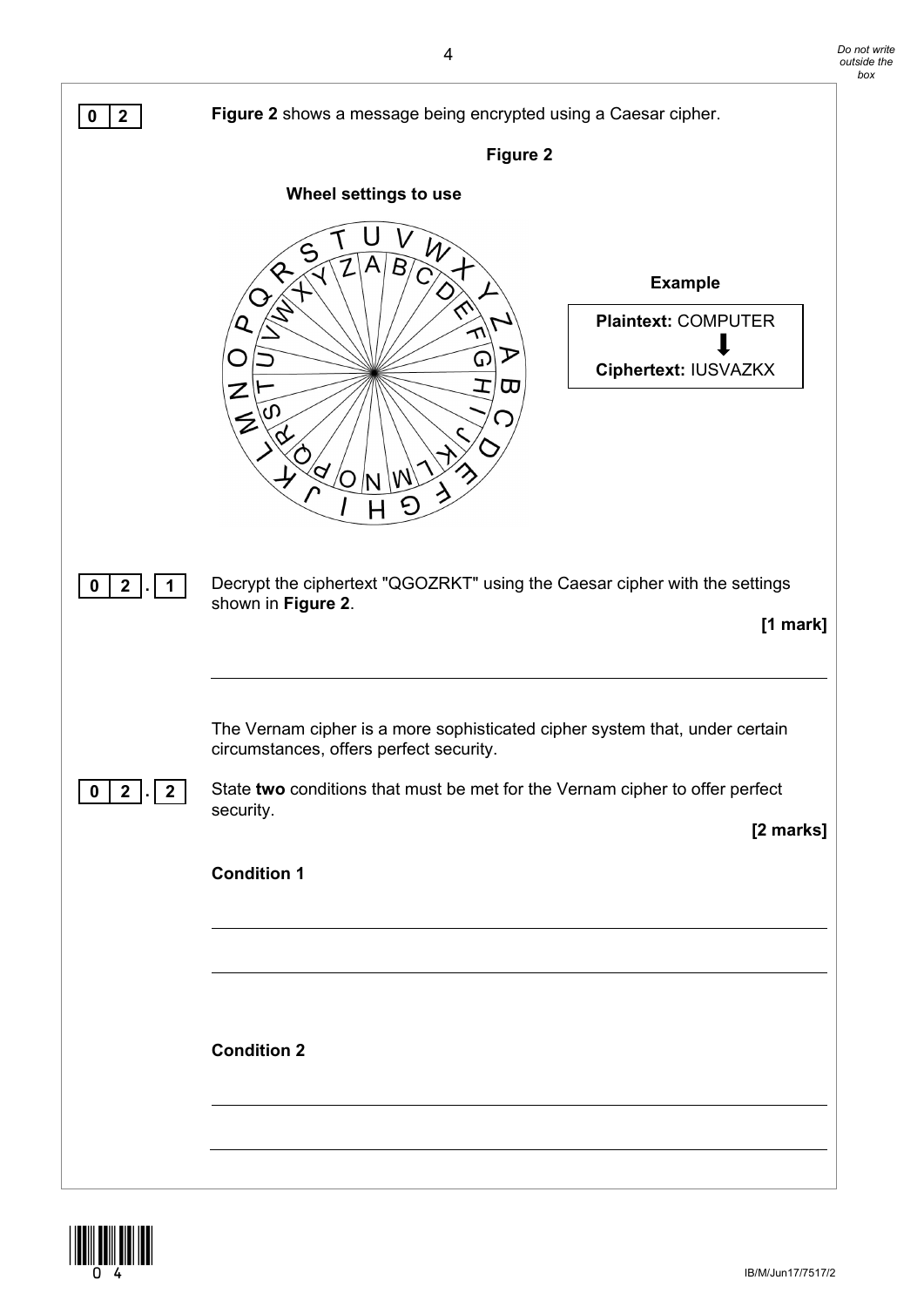**0 2** **Figure 2** shows a message being encrypted using a Caesar cipher.

**Figure 2**

**Wheel settings to use**

**Example**

**Plaintext:** COMPUTER
⬇
**Ciphertext:** IUSVAZKX

**0 2 . 1** Decrypt the ciphertext "QGOZRKT" using the Caesar cipher with the settings shown in **Figure 2**.

**[1 mark]**

___________________________________________

The Vernam cipher is a more sophisticated cipher system that, under certain circumstances, offers perfect security.

**0 2 . 2** State **two** conditions that must be met for the Vernam cipher to offer perfect security.

**[2 marks]**

**Condition 1**

___________________________________________

___________________________________________

**Condition 2**

___________________________________________

___________________________________________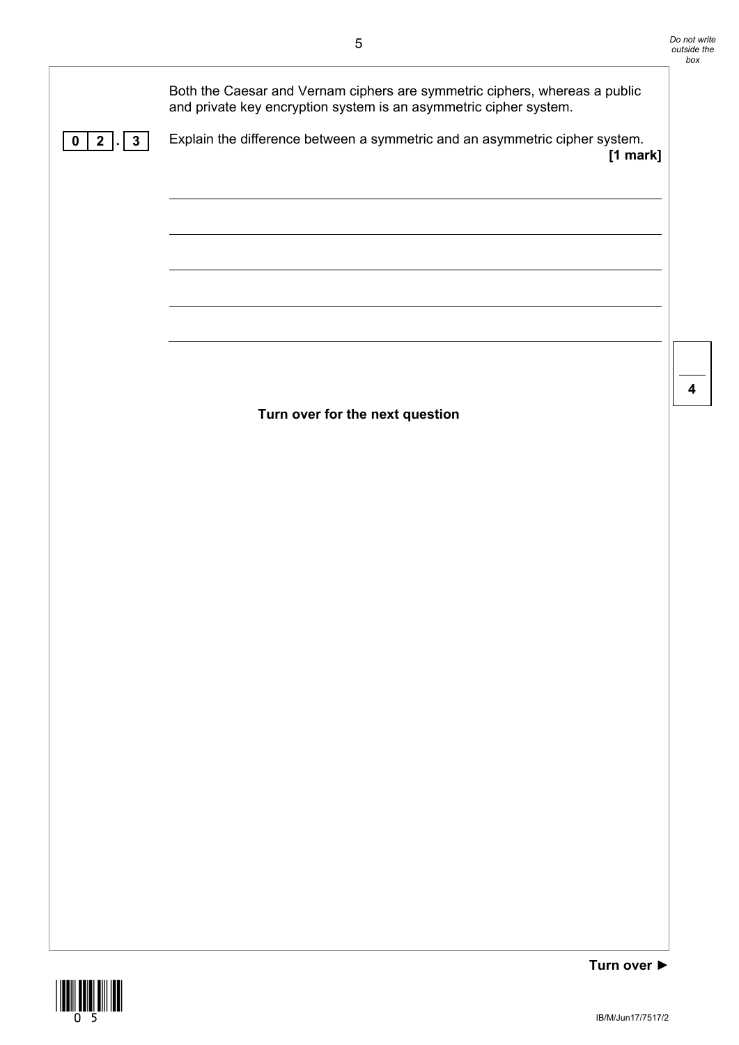Both the Caesar and Vernam ciphers are symmetric ciphers, whereas a public and private key encryption system is an asymmetric cipher system.

**0 2 . 3** Explain the difference between a symmetric and an asymmetric cipher system. **[1 mark]**

**Turn over for the next question**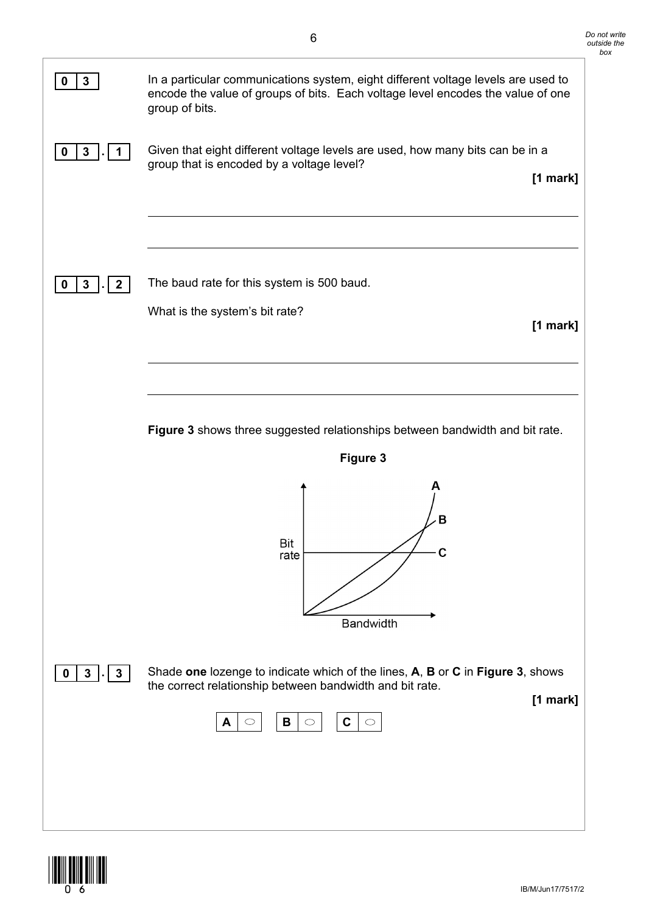**0 3** In a particular communications system, eight different voltage levels are used to encode the value of groups of bits. Each voltage level encodes the value of one group of bits.

**0 3 . 1** Given that eight different voltage levels are used, how many bits can be in a group that is encoded by a voltage level?

**[1 mark]**

___

___

**0 3 . 2** The baud rate for this system is 500 baud.

What is the system's bit rate?

**[1 mark]**

___

___

**Figure 3** shows three suggested relationships between bandwidth and bit rate.

**Figure 3**

**0 3 . 3** Shade **one** lozenge to indicate which of the lines, **A**, **B** or **C** in **Figure 3**, shows the correct relationship between bandwidth and bit rate.

**[1 mark]**

**A** ○ **B** ○ **C** ○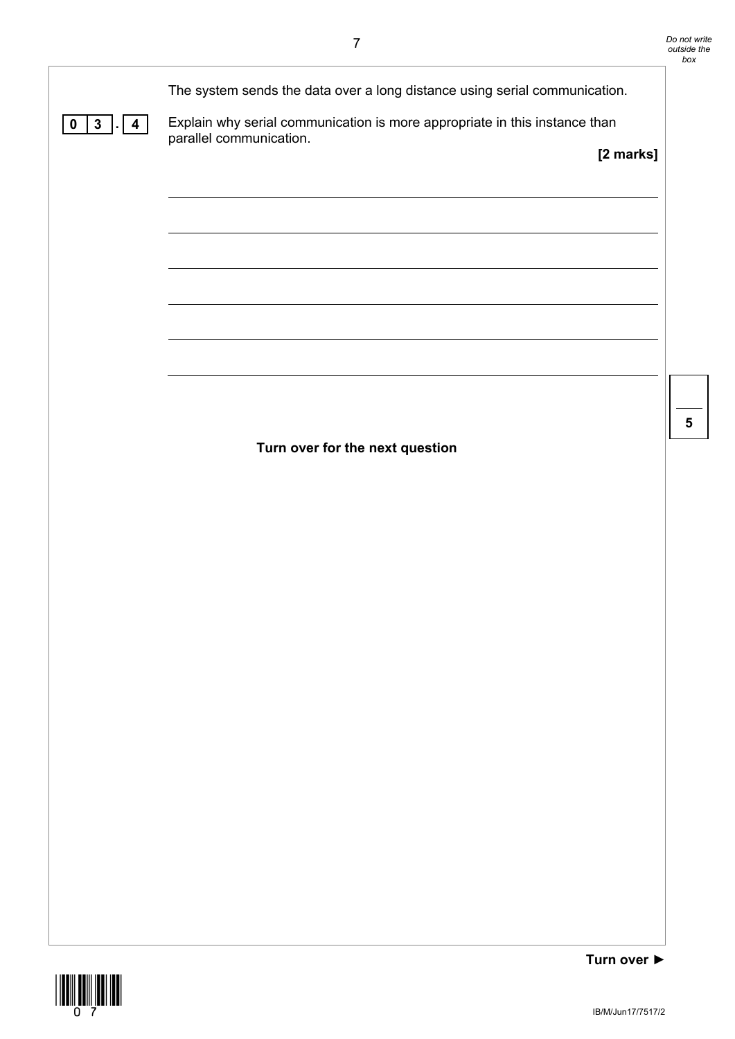The system sends the data over a long distance using serial communication.

**0 3 . 4** Explain why serial communication is more appropriate in this instance than parallel communication.

**[2 marks]**

**Turn over for the next question**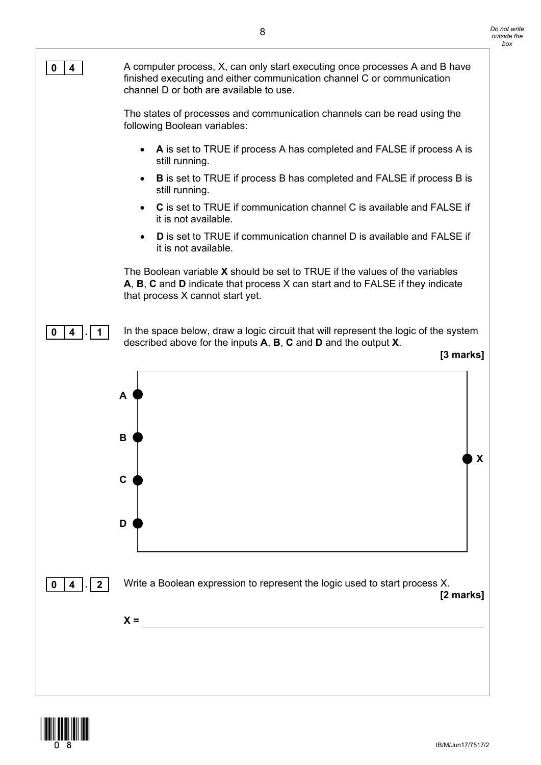**0 4** A computer process, X, can only start executing once processes A and B have finished executing and either communication channel C or communication channel D or both are available to use.

The states of processes and communication channels can be read using the following Boolean variables:

- **A** is set to TRUE if process A has completed and FALSE if process A is still running.
- **B** is set to TRUE if process B has completed and FALSE if process B is still running.
- **C** is set to TRUE if communication channel C is available and FALSE if it is not available.
- **D** is set to TRUE if communication channel D is available and FALSE if it is not available.

The Boolean variable **X** should be set to TRUE if the values of the variables **A**, **B**, **C** and **D** indicate that process X can start and to FALSE if they indicate that process X cannot start yet.

**0 4 . 1** In the space below, draw a logic circuit that will represent the logic of the system described above for the inputs **A**, **B**, **C** and **D** and the output **X**.

**[3 marks]**

A

B

C

D

X

**0 4 . 2** Write a Boolean expression to represent the logic used to start process X.

**[2 marks]**

**X =** \_\_\_\_\_\_\_\_\_\_\_\_\_\_\_\_\_\_\_\_\_\_\_\_\_\_\_\_\_\_\_\_\_\_\_\_\_\_\_\_\_\_\_\_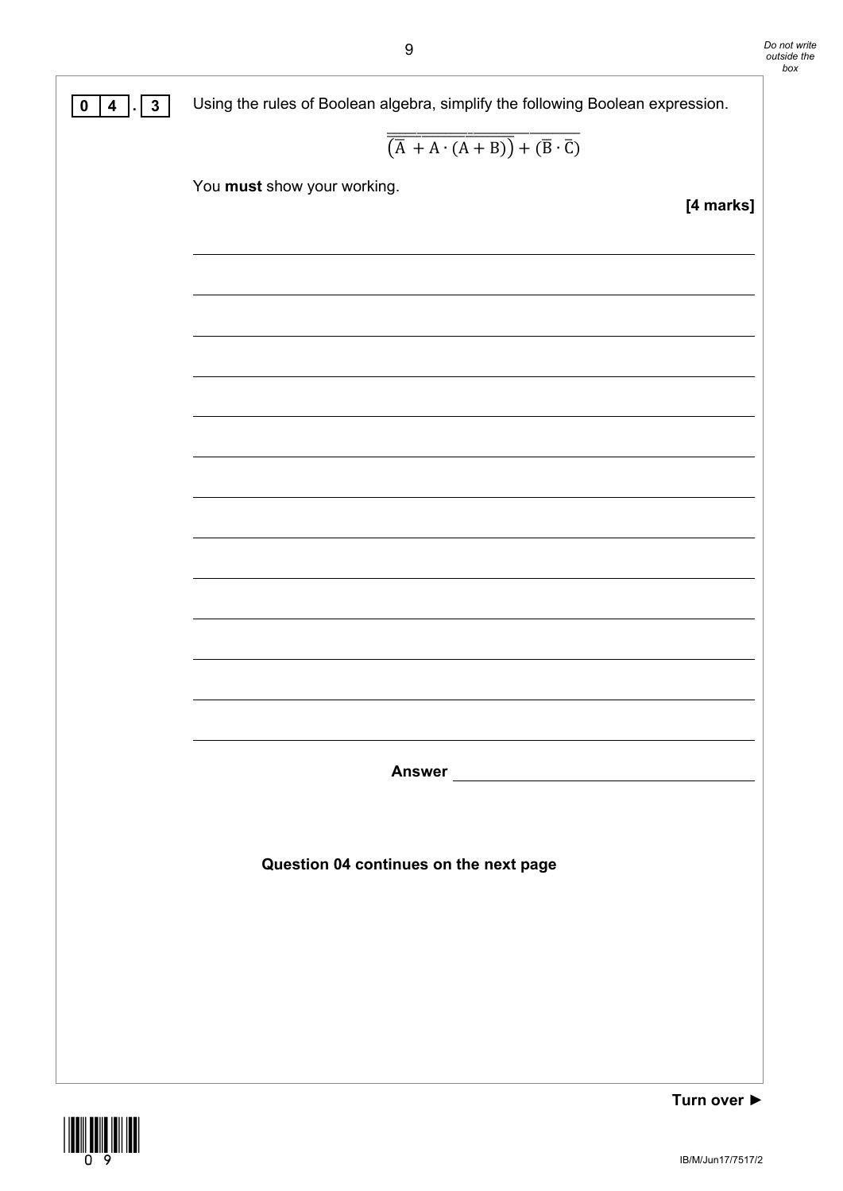**0 4 . 3** Using the rules of Boolean algebra, simplify the following Boolean expression.

$$\overline{\overline{\left(\overline{\mathrm{A}} + \mathrm{A} \cdot (\mathrm{A} + \mathrm{B})\right)} + (\overline{\mathrm{B}} \cdot \overline{\mathrm{C}})}$$

You **must** show your working.

**[4 marks]**

______________________________________________________________________

______________________________________________________________________

______________________________________________________________________

______________________________________________________________________

______________________________________________________________________

______________________________________________________________________

______________________________________________________________________

______________________________________________________________________

______________________________________________________________________

______________________________________________________________________

______________________________________________________________________

______________________________________________________________________

______________________________________________________________________

**Answer** ______________________________

**Question 04 continues on the next page**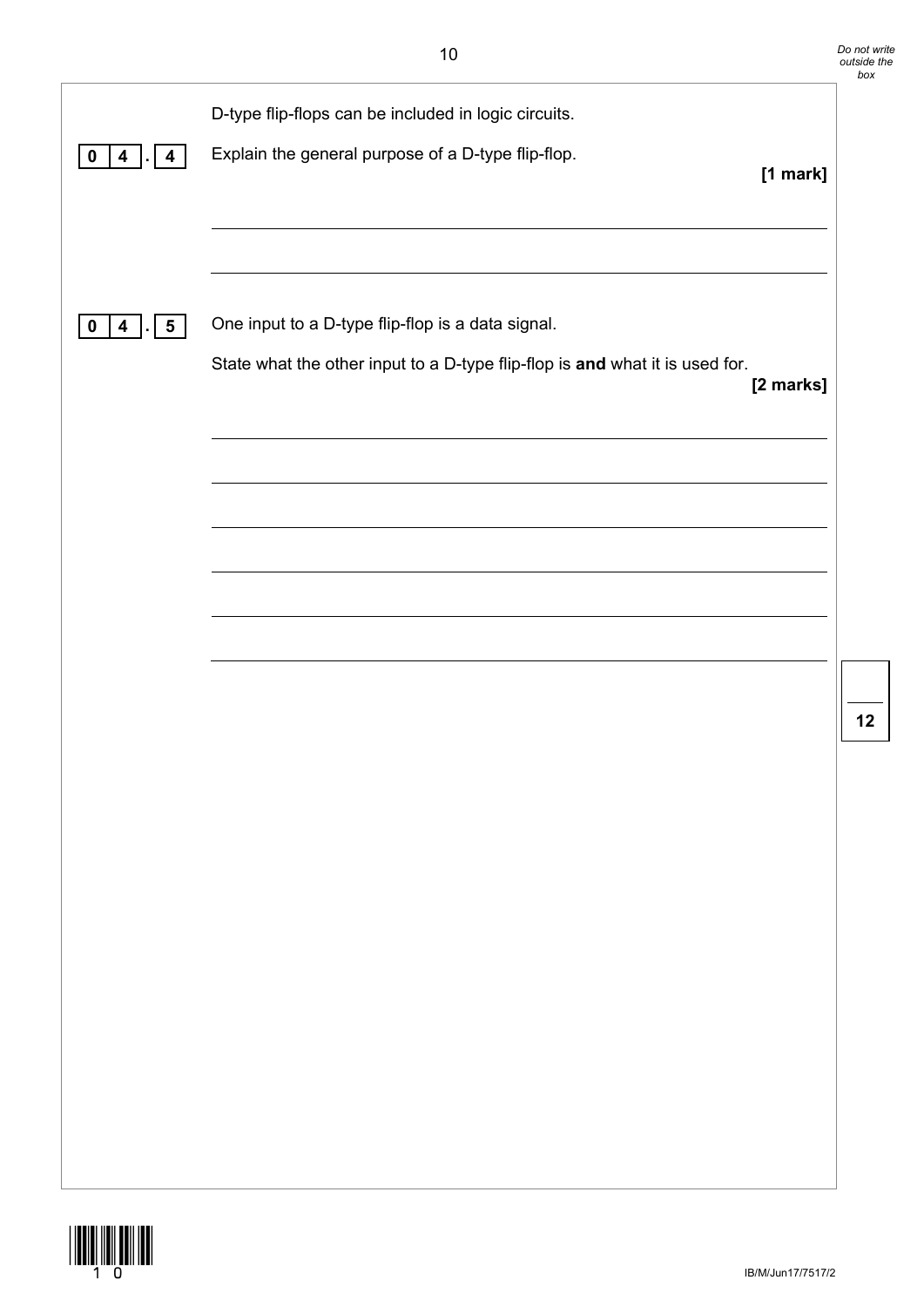D-type flip-flops can be included in logic circuits.

**0 4 . 4** Explain the general purpose of a D-type flip-flop.

**[1 mark]**

**0 4 . 5** One input to a D-type flip-flop is a data signal.

State what the other input to a D-type flip-flop is **and** what it is used for.

**[2 marks]**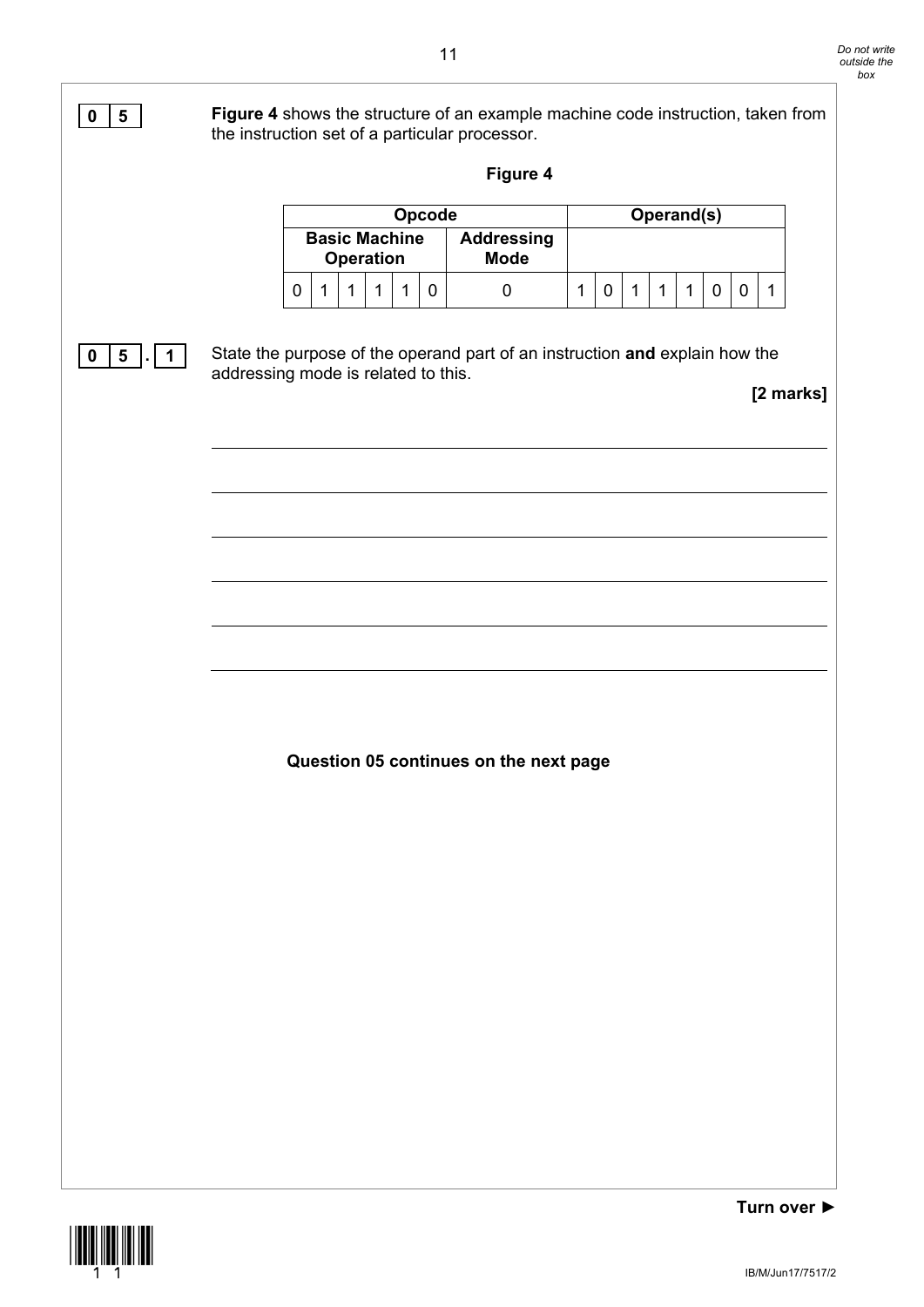**0 5** **Figure 4** shows the structure of an example machine code instruction, taken from the instruction set of a particular processor.

**Figure 4**

| Opcode | | | | | | | Operand(s) | | | | | | | |
|---|---|---|---|---|---|---|---|---|---|---|---|---|---|---|
| **Basic Machine Operation** | | | | | | **Addressing Mode** | | | | | | | | |
| 0 | 1 | 1 | 1 | 1 | 0 | 0 | 1 | 0 | 1 | 1 | 1 | 0 | 0 | 1 |

**0 5 . 1** State the purpose of the operand part of an instruction **and** explain how the addressing mode is related to this.

**[2 marks]**

**Question 05 continues on the next page**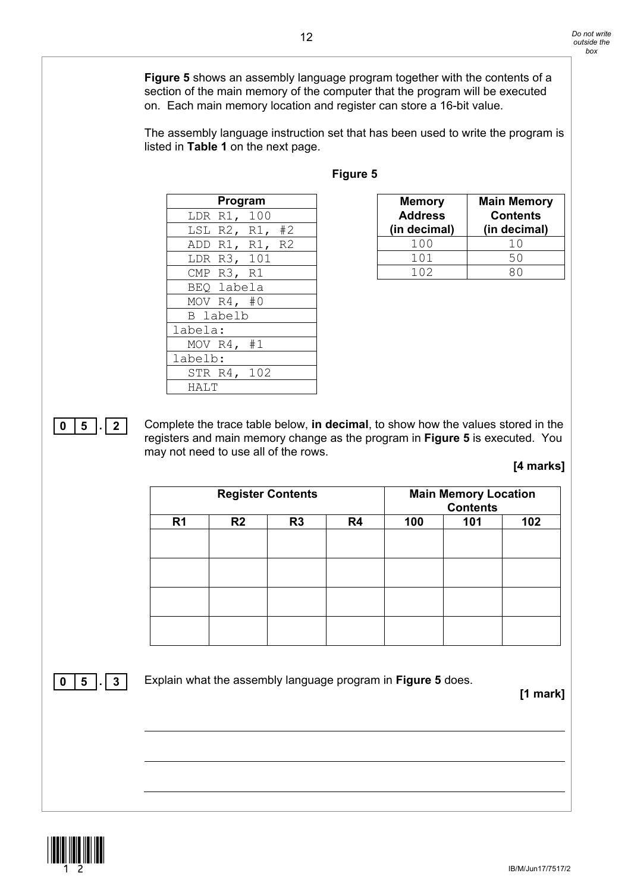**Figure 5** shows an assembly language program together with the contents of a section of the main memory of the computer that the program will be executed on. Each main memory location and register can store a 16-bit value.

The assembly language instruction set that has been used to write the program is listed in **Table 1** on the next page.

**Figure 5**

| Program |
|---|
| LDR R1, 100 |
| LSL R2, R1, #2 |
| ADD R1, R1, R2 |
| LDR R3, 101 |
| CMP R3, R1 |
| BEQ labela |
| MOV R4, #0 |
| B labelb |
| labela: |
| MOV R4, #1 |
| labelb: |
| STR R4, 102 |
| HALT |

| Memory Address (in decimal) | Main Memory Contents (in decimal) |
|---|---|
| 100 | 10 |
| 101 | 50 |
| 102 | 80 |

**0 5 . 2** Complete the trace table below, **in decimal**, to show how the values stored in the registers and main memory change as the program in **Figure 5** is executed. You may not need to use all of the rows.

**[4 marks]**

| Register Contents | | | | Main Memory Location Contents | | |
|---|---|---|---|---|---|---|
| R1 | R2 | R3 | R4 | 100 | 101 | 102 |
| | | | | | | |
| | | | | | | |
| | | | | | | |
| | | | | | | |

**0 5 . 3** Explain what the assembly language program in **Figure 5** does.

**[1 mark]**

_______________________________________________________________________

_______________________________________________________________________

_______________________________________________________________________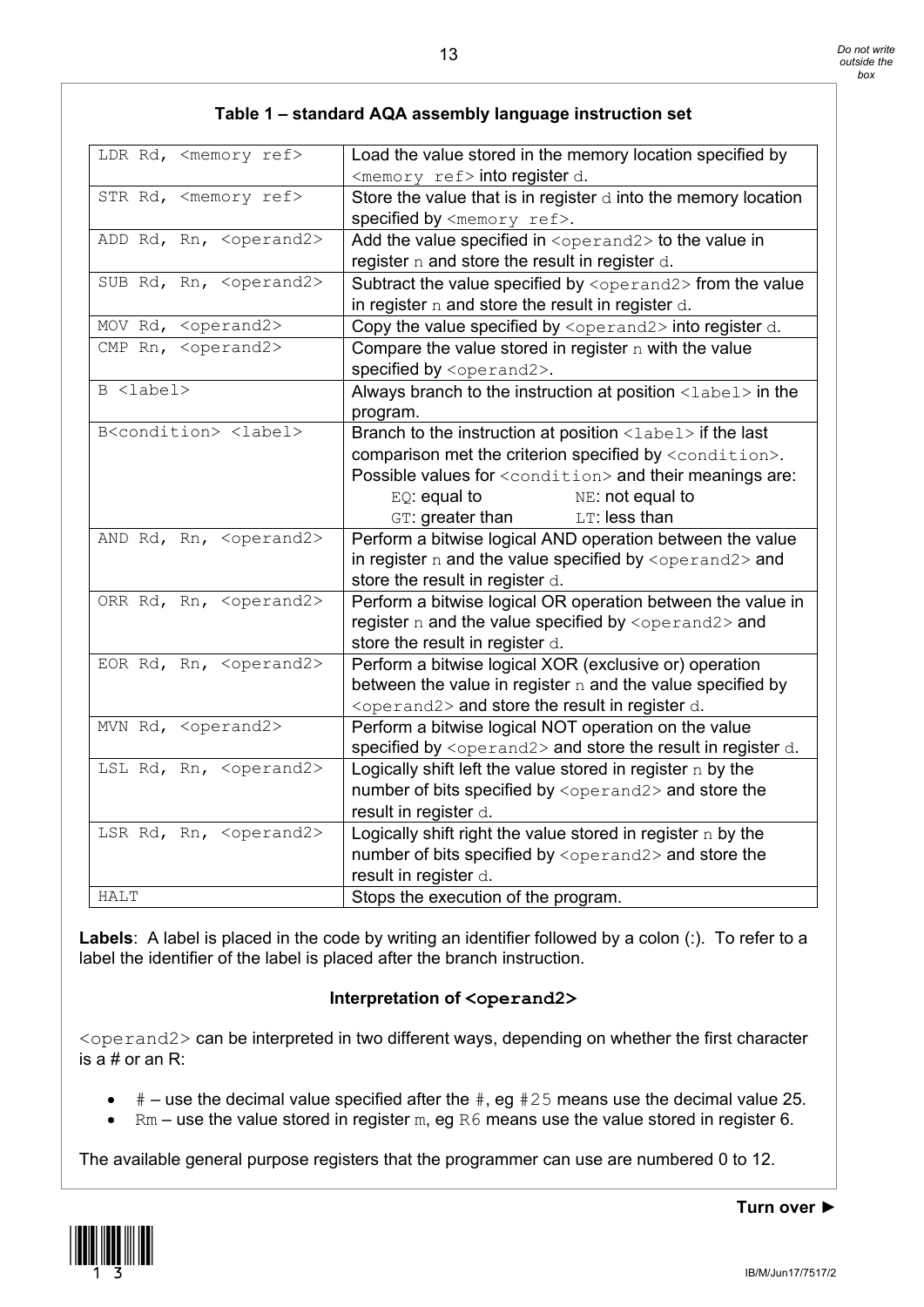### Table 1 – standard AQA assembly language instruction set

| | |
|---|---|
| `LDR Rd, <memory ref>` | Load the value stored in the memory location specified by `<memory ref>` into register `d`. |
| `STR Rd, <memory ref>` | Store the value that is in register `d` into the memory location specified by `<memory ref>`. |
| `ADD Rd, Rn, <operand2>` | Add the value specified in `<operand2>` to the value in register `n` and store the result in register `d`. |
| `SUB Rd, Rn, <operand2>` | Subtract the value specified by `<operand2>` from the value in register `n` and store the result in register `d`. |
| `MOV Rd, <operand2>` | Copy the value specified by `<operand2>` into register `d`. |
| `CMP Rn, <operand2>` | Compare the value stored in register `n` with the value specified by `<operand2>`. |
| `B <label>` | Always branch to the instruction at position `<label>` in the program. |
| `B<condition> <label>` | Branch to the instruction at position `<label>` if the last comparison met the criterion specified by `<condition>`. Possible values for `<condition>` and their meanings are: `EQ`: equal to; `NE`: not equal to; `GT`: greater than; `LT`: less than |
| `AND Rd, Rn, <operand2>` | Perform a bitwise logical AND operation between the value in register `n` and the value specified by `<operand2>` and store the result in register `d`. |
| `ORR Rd, Rn, <operand2>` | Perform a bitwise logical OR operation between the value in register `n` and the value specified by `<operand2>` and store the result in register `d`. |
| `EOR Rd, Rn, <operand2>` | Perform a bitwise logical XOR (exclusive or) operation between the value in register `n` and the value specified by `<operand2>` and store the result in register `d`. |
| `MVN Rd, <operand2>` | Perform a bitwise logical NOT operation on the value specified by `<operand2>` and store the result in register `d`. |
| `LSL Rd, Rn, <operand2>` | Logically shift left the value stored in register `n` by the number of bits specified by `<operand2>` and store the result in register `d`. |
| `LSR Rd, Rn, <operand2>` | Logically shift right the value stored in register `n` by the number of bits specified by `<operand2>` and store the result in register `d`. |
| `HALT` | Stops the execution of the program. |

**Labels**: A label is placed in the code by writing an identifier followed by a colon (:). To refer to a label the identifier of the label is placed after the branch instruction.

**Interpretation of `<operand2>`**

`<operand2>` can be interpreted in two different ways, depending on whether the first character is a # or an R:

- `#` – use the decimal value specified after the `#`, eg `#25` means use the decimal value 25.
- `Rm` – use the value stored in register `m`, eg `R6` means use the value stored in register 6.

The available general purpose registers that the programmer can use are numbered 0 to 12.

**Turn over ►**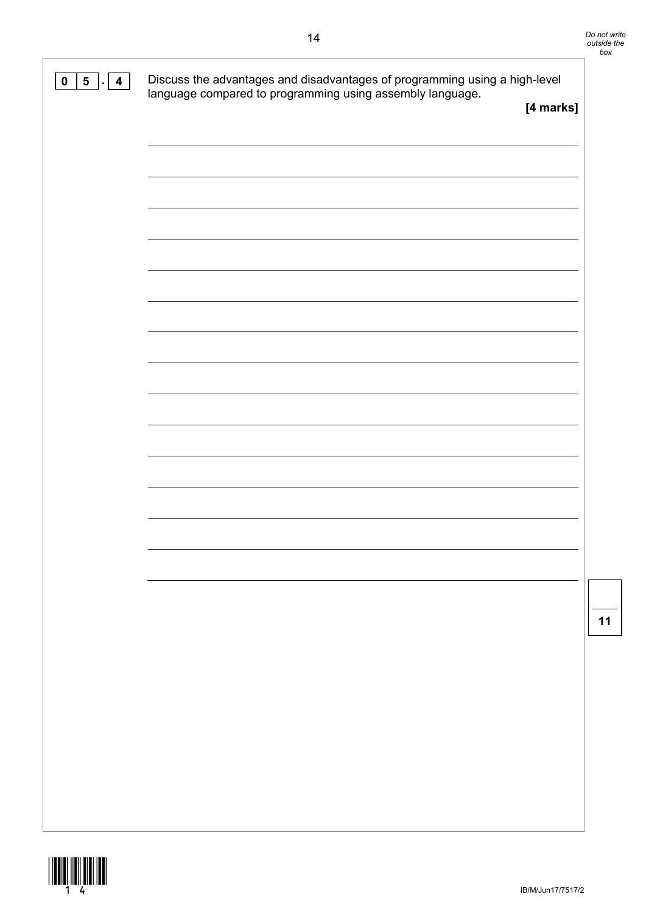**0 5 . 4** Discuss the advantages and disadvantages of programming using a high-level language compared to programming using assembly language.

**[4 marks]**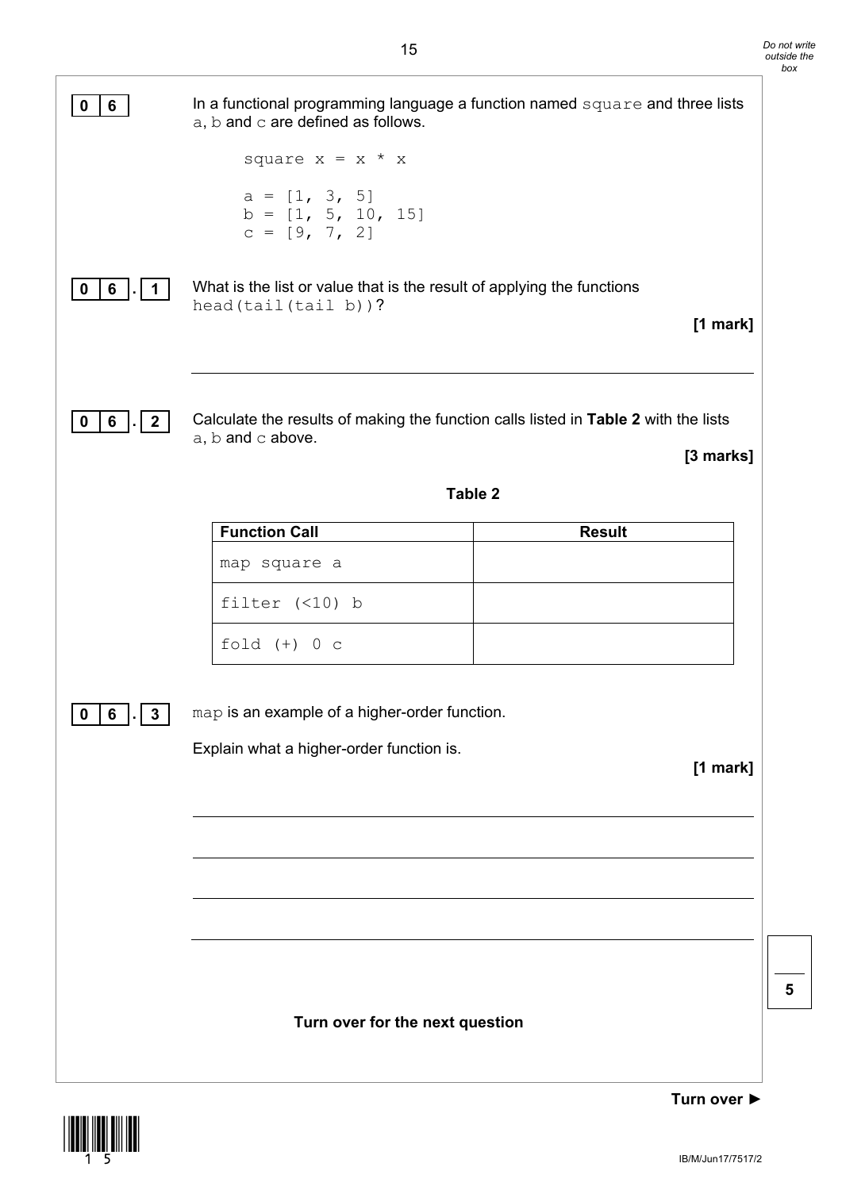**0 6** In a functional programming language a function named `square` and three lists `a`, `b` and `c` are defined as follows.

```
square x = x * x

a = [1, 3, 5]
b = [1, 5, 10, 15]
c = [9, 7, 2]
```

**0 6 . 1** What is the list or value that is the result of applying the functions `head(tail(tail b))`?

**[1 mark]**

______________________________________________________________________

**0 6 . 2** Calculate the results of making the function calls listed in **Table 2** with the lists `a`, `b` and `c` above.

**[3 marks]**

**Table 2**

| Function Call | Result |
| --- | --- |
| `map square a` | |
| `filter (<10) b` | |
| `fold (+) 0 c` | |

**0 6 . 3** `map` is an example of a higher-order function.

Explain what a higher-order function is.

**[1 mark]**

______________________________________________________________________

______________________________________________________________________

______________________________________________________________________

______________________________________________________________________

**Turn over for the next question**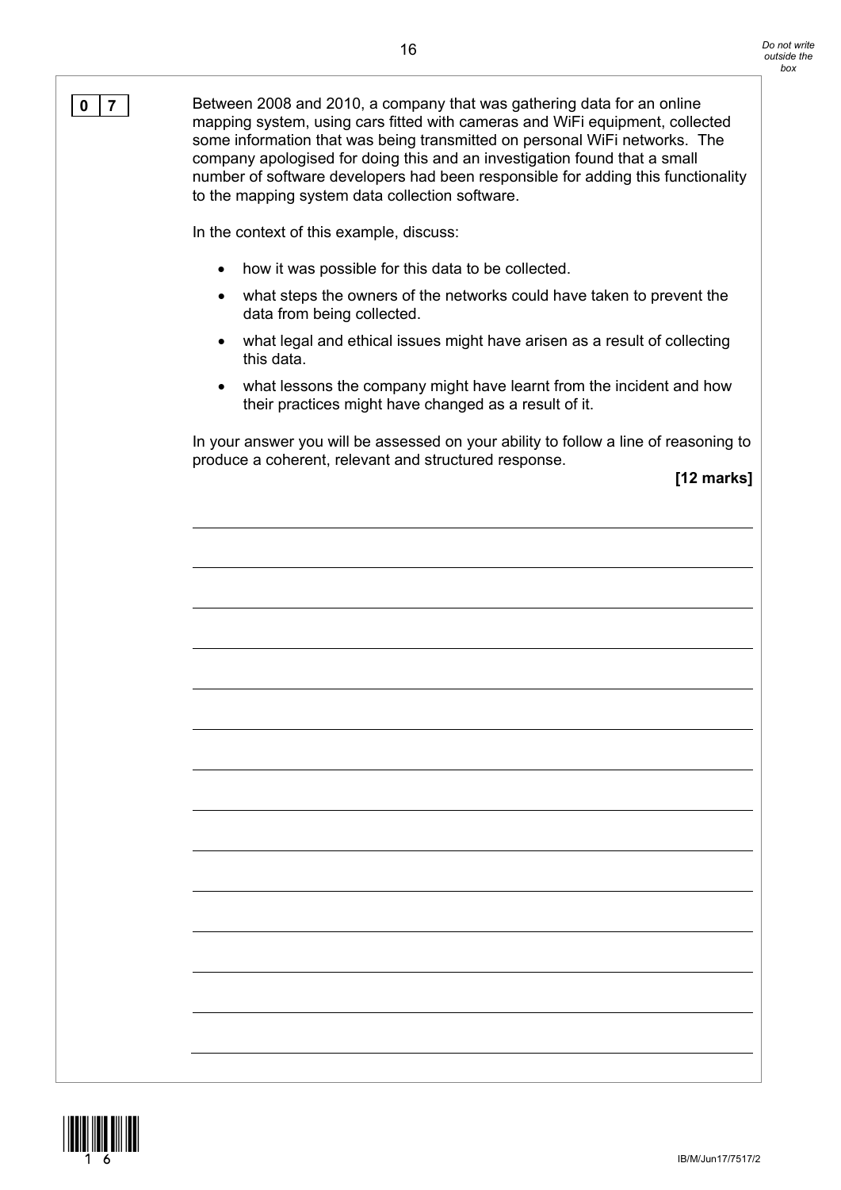**0 7** Between 2008 and 2010, a company that was gathering data for an online mapping system, using cars fitted with cameras and WiFi equipment, collected some information that was being transmitted on personal WiFi networks. The company apologised for doing this and an investigation found that a small number of software developers had been responsible for adding this functionality to the mapping system data collection software.

In the context of this example, discuss:

- how it was possible for this data to be collected.
- what steps the owners of the networks could have taken to prevent the data from being collected.
- what legal and ethical issues might have arisen as a result of collecting this data.
- what lessons the company might have learnt from the incident and how their practices might have changed as a result of it.

In your answer you will be assessed on your ability to follow a line of reasoning to produce a coherent, relevant and structured response.

**[12 marks]**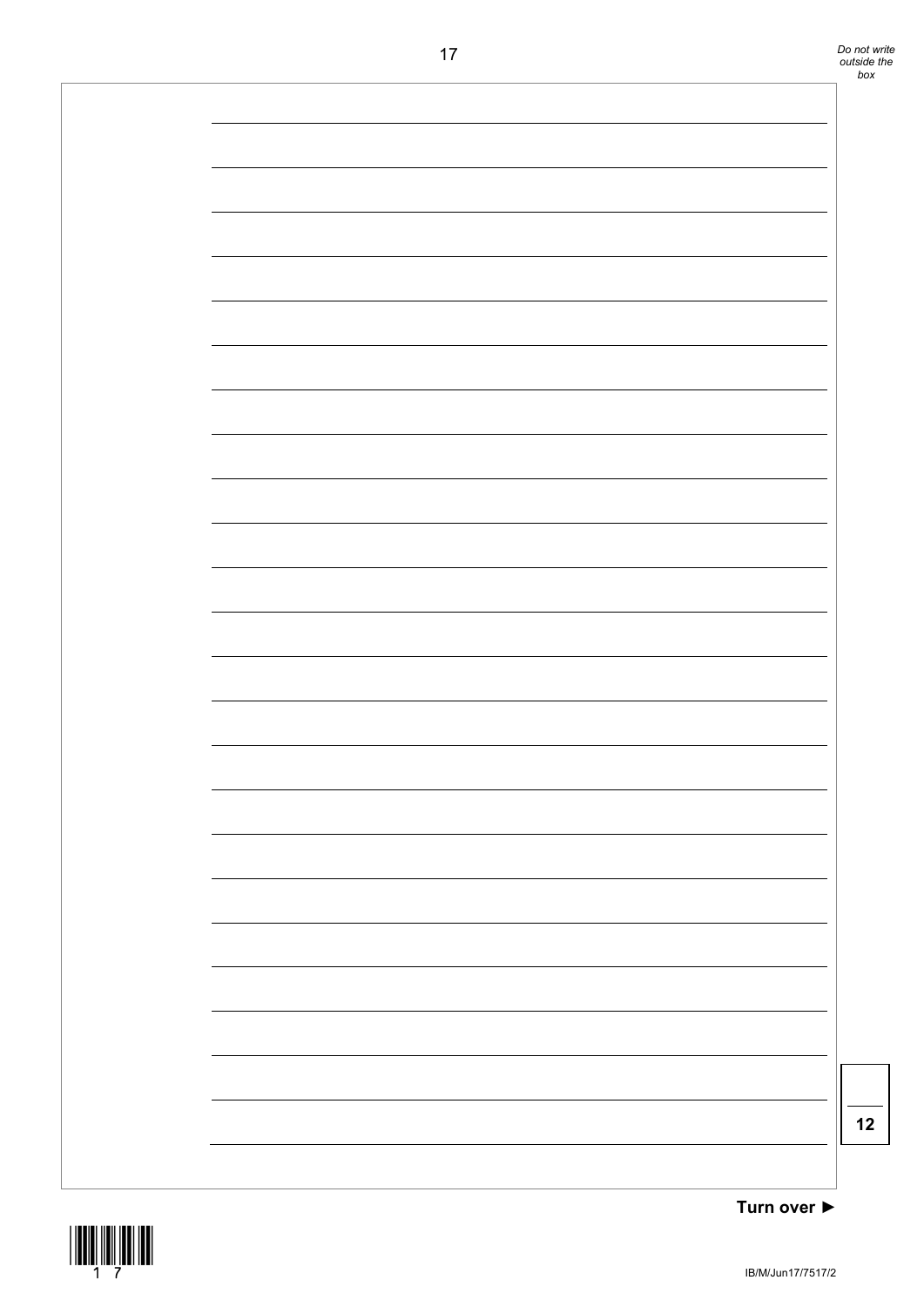12

Turn over ►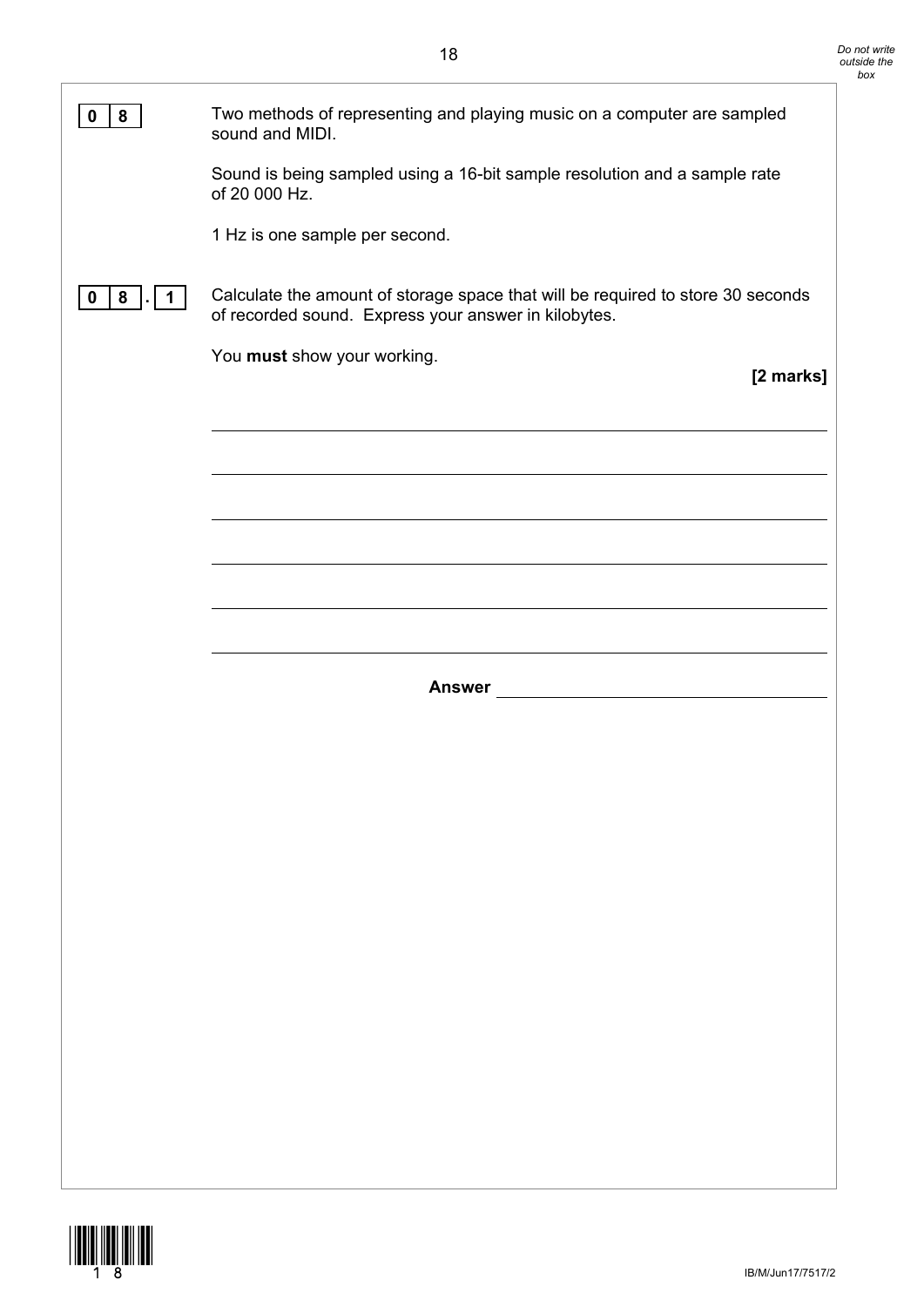**0 8** Two methods of representing and playing music on a computer are sampled sound and MIDI.

Sound is being sampled using a 16-bit sample resolution and a sample rate of 20 000 Hz.

1 Hz is one sample per second.

**0 8 . 1** Calculate the amount of storage space that will be required to store 30 seconds of recorded sound. Express your answer in kilobytes.

You **must** show your working.

**[2 marks]**

**Answer** \_\_\_\_\_\_\_\_\_\_\_\_\_\_\_\_\_\_\_\_\_\_\_\_\_\_\_\_\_\_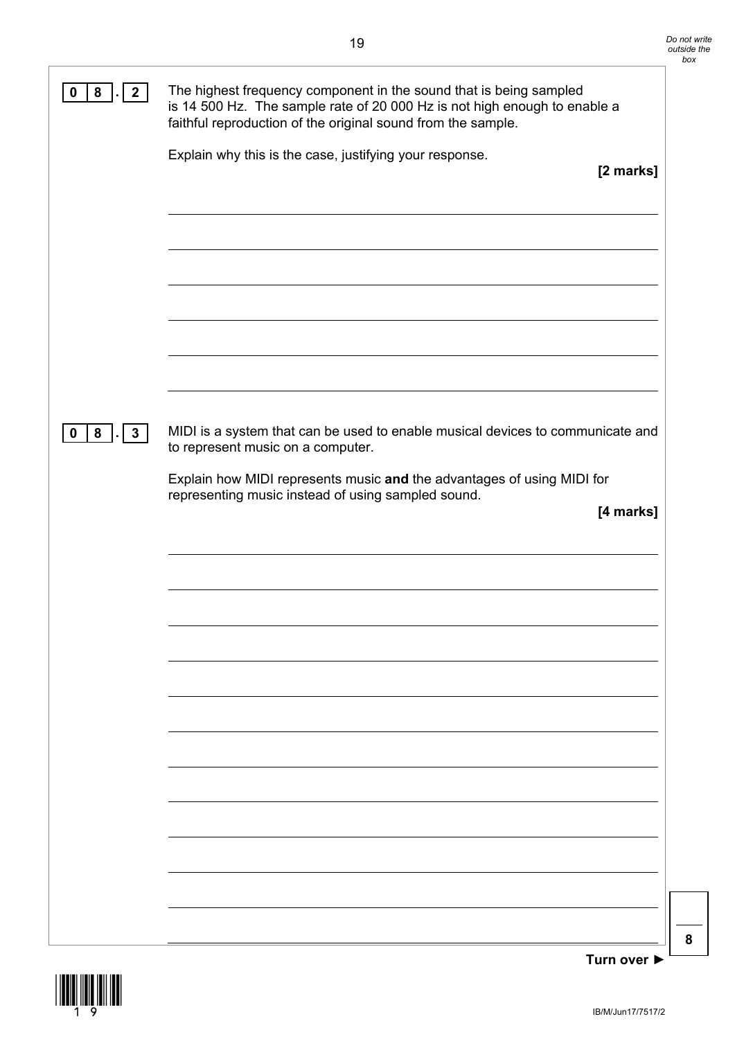**0 8 . 2** The highest frequency component in the sound that is being sampled is 14 500 Hz. The sample rate of 20 000 Hz is not high enough to enable a faithful reproduction of the original sound from the sample.

Explain why this is the case, justifying your response.

**[2 marks]**

**0 8 . 3** MIDI is a system that can be used to enable musical devices to communicate and to represent music on a computer.

Explain how MIDI represents music **and** the advantages of using MIDI for representing music instead of using sampled sound.

**[4 marks]**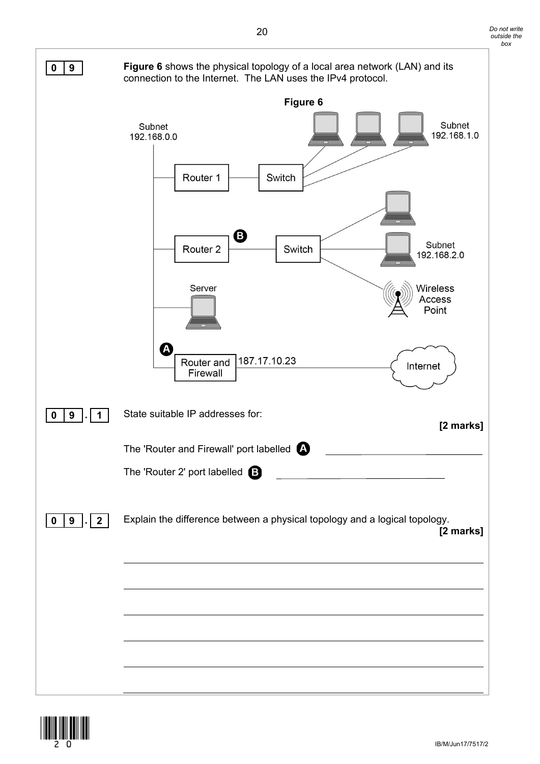**0 9** **Figure 6** shows the physical topology of a local area network (LAN) and its connection to the Internet. The LAN uses the IPv4 protocol.

**Figure 6**

Subnet 192.168.0.0

Router 1 — Switch — Subnet 192.168.1.0

Router 2 (B) — Switch — Subnet 192.168.2.0, Wireless Access Point

Server

(A) Router and Firewall — 187.17.10.23 — Internet

**0 9 . 1** State suitable IP addresses for: **[2 marks]**

The 'Router and Firewall' port labelled **A** \_\_\_\_\_\_\_\_\_\_\_\_\_\_\_\_\_\_\_\_\_\_\_\_

The 'Router 2' port labelled **B** \_\_\_\_\_\_\_\_\_\_\_\_\_\_\_\_\_\_\_\_\_\_\_\_

**0 9 . 2** Explain the difference between a physical topology and a logical topology. **[2 marks]**

\_\_\_\_\_\_\_\_\_\_\_\_\_\_\_\_\_\_\_\_\_\_\_\_\_\_\_\_\_\_\_\_\_\_\_\_\_\_\_\_\_\_\_\_\_\_\_\_\_\_\_\_\_\_\_\_\_\_\_\_\_\_\_\_\_\_\_\_\_\_\_\_\_\_\_\_\_\_\_

\_\_\_\_\_\_\_\_\_\_\_\_\_\_\_\_\_\_\_\_\_\_\_\_\_\_\_\_\_\_\_\_\_\_\_\_\_\_\_\_\_\_\_\_\_\_\_\_\_\_\_\_\_\_\_\_\_\_\_\_\_\_\_\_\_\_\_\_\_\_\_\_\_\_\_\_\_\_\_

\_\_\_\_\_\_\_\_\_\_\_\_\_\_\_\_\_\_\_\_\_\_\_\_\_\_\_\_\_\_\_\_\_\_\_\_\_\_\_\_\_\_\_\_\_\_\_\_\_\_\_\_\_\_\_\_\_\_\_\_\_\_\_\_\_\_\_\_\_\_\_\_\_\_\_\_\_\_\_

\_\_\_\_\_\_\_\_\_\_\_\_\_\_\_\_\_\_\_\_\_\_\_\_\_\_\_\_\_\_\_\_\_\_\_\_\_\_\_\_\_\_\_\_\_\_\_\_\_\_\_\_\_\_\_\_\_\_\_\_\_\_\_\_\_\_\_\_\_\_\_\_\_\_\_\_\_\_\_

\_\_\_\_\_\_\_\_\_\_\_\_\_\_\_\_\_\_\_\_\_\_\_\_\_\_\_\_\_\_\_\_\_\_\_\_\_\_\_\_\_\_\_\_\_\_\_\_\_\_\_\_\_\_\_\_\_\_\_\_\_\_\_\_\_\_\_\_\_\_\_\_\_\_\_\_\_\_\_

\_\_\_\_\_\_\_\_\_\_\_\_\_\_\_\_\_\_\_\_\_\_\_\_\_\_\_\_\_\_\_\_\_\_\_\_\_\_\_\_\_\_\_\_\_\_\_\_\_\_\_\_\_\_\_\_\_\_\_\_\_\_\_\_\_\_\_\_\_\_\_\_\_\_\_\_\_\_\_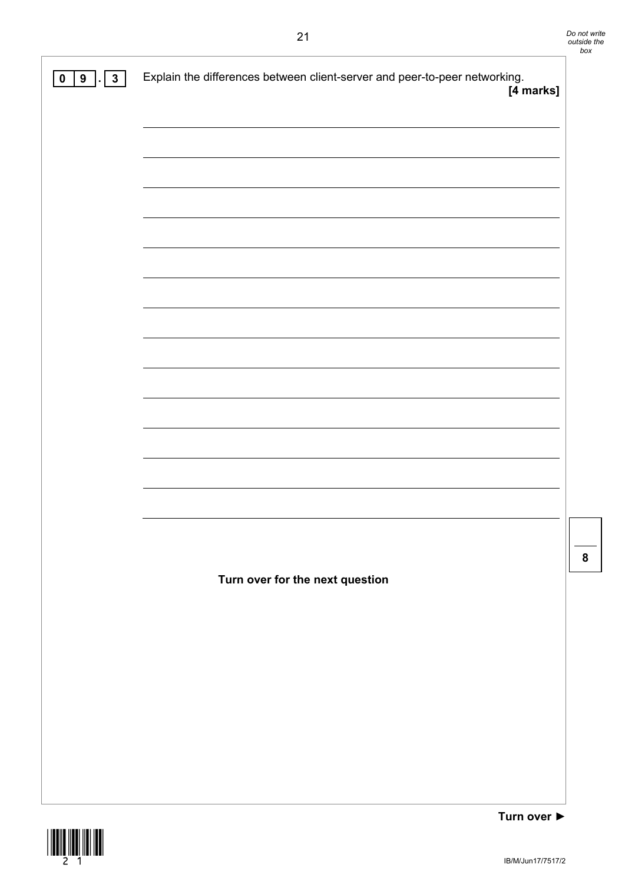**0 9 . 3** Explain the differences between client-server and peer-to-peer networking.

**[4 marks]**

**Turn over for the next question**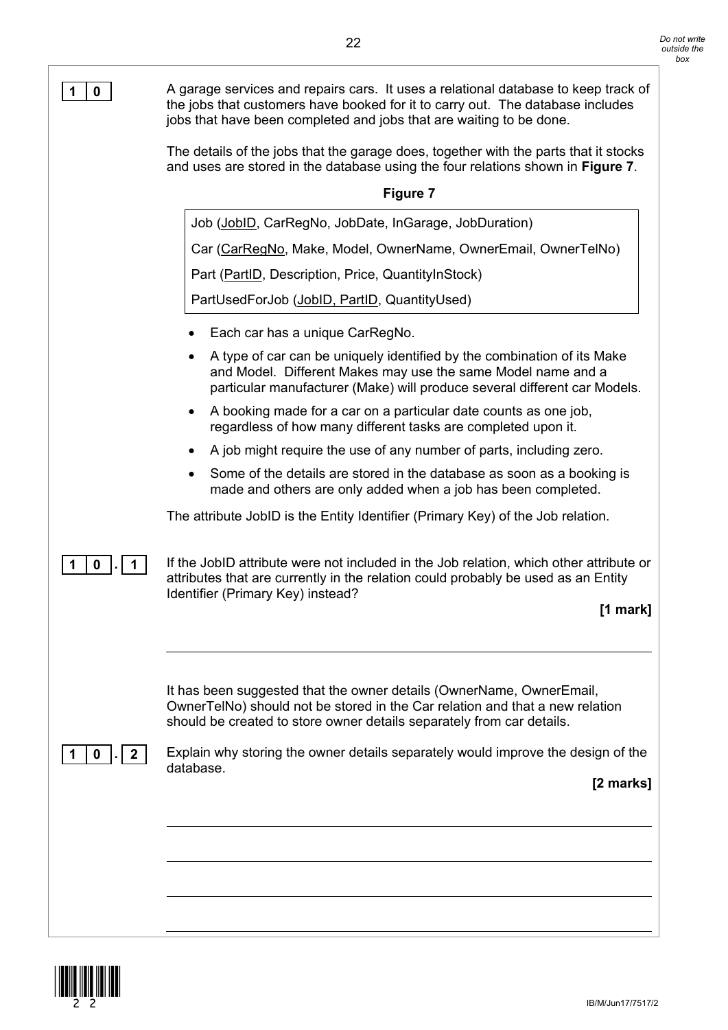**1 0**

A garage services and repairs cars. It uses a relational database to keep track of the jobs that customers have booked for it to carry out. The database includes jobs that have been completed and jobs that are waiting to be done.

The details of the jobs that the garage does, together with the parts that it stocks and uses are stored in the database using the four relations shown in **Figure 7**.

**Figure 7**

Job (<u>JobID</u>, CarRegNo, JobDate, InGarage, JobDuration)

Car (<u>CarRegNo</u>, Make, Model, OwnerName, OwnerEmail, OwnerTelNo)

Part (<u>PartID</u>, Description, Price, QuantityInStock)

PartUsedForJob (<u>JobID, PartID</u>, QuantityUsed)

- Each car has a unique CarRegNo.
- A type of car can be uniquely identified by the combination of its Make and Model. Different Makes may use the same Model name and a particular manufacturer (Make) will produce several different car Models.
- A booking made for a car on a particular date counts as one job, regardless of how many different tasks are completed upon it.
- A job might require the use of any number of parts, including zero.
- Some of the details are stored in the database as soon as a booking is made and others are only added when a job has been completed.

The attribute JobID is the Entity Identifier (Primary Key) of the Job relation.

**1 0 . 1** If the JobID attribute were not included in the Job relation, which other attribute or attributes that are currently in the relation could probably be used as an Entity Identifier (Primary Key) instead?

**[1 mark]**

___

It has been suggested that the owner details (OwnerName, OwnerEmail, OwnerTelNo) should not be stored in the Car relation and that a new relation should be created to store owner details separately from car details.

**1 0 . 2** Explain why storing the owner details separately would improve the design of the database.

**[2 marks]**

___

___

___

___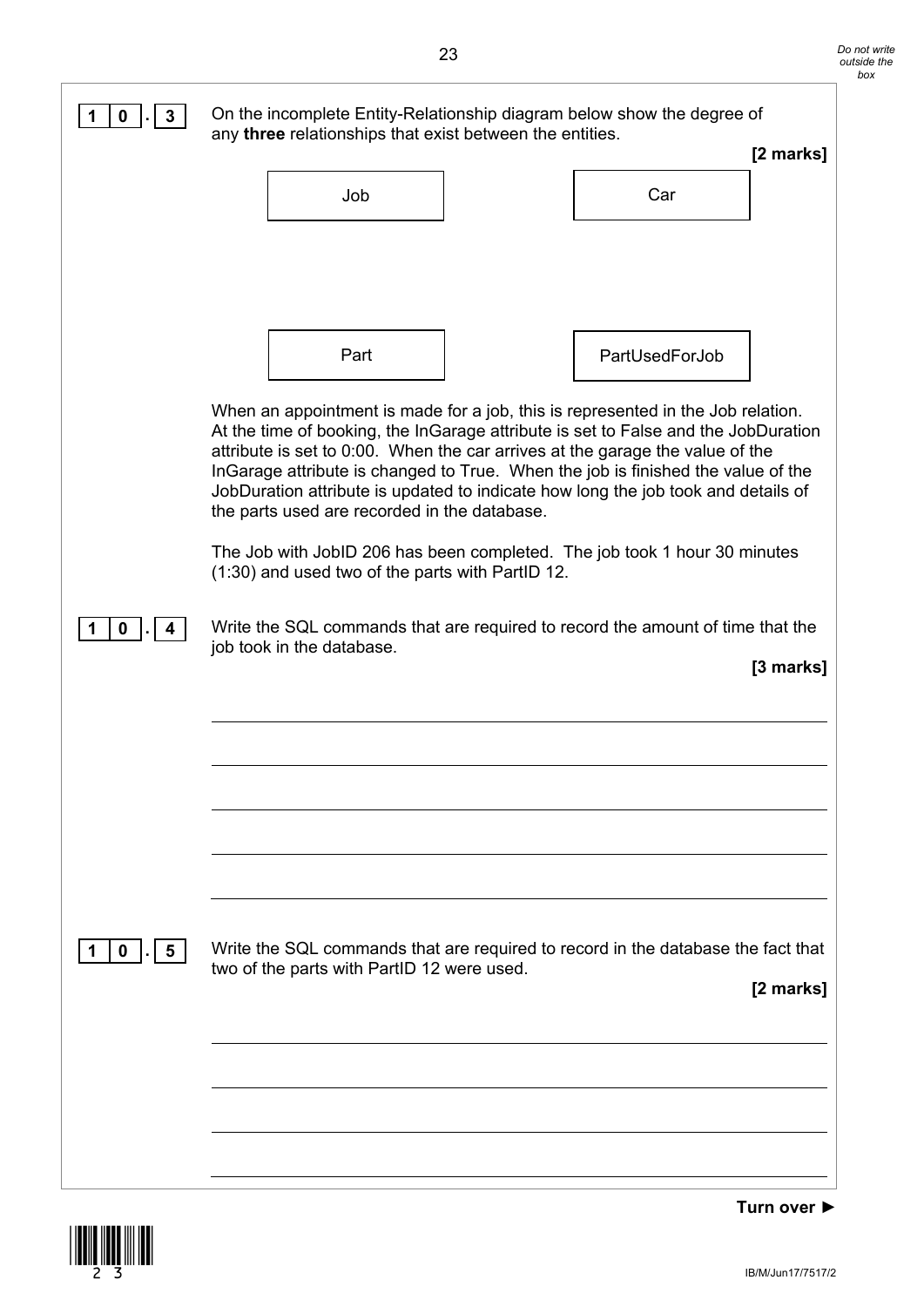**10.3** On the incomplete Entity-Relationship diagram below show the degree of any **three** relationships that exist between the entities.

**[2 marks]**

Job

Car

Part

PartUsedForJob

When an appointment is made for a job, this is represented in the Job relation. At the time of booking, the InGarage attribute is set to False and the JobDuration attribute is set to 0:00. When the car arrives at the garage the value of the InGarage attribute is changed to True. When the job is finished the value of the JobDuration attribute is updated to indicate how long the job took and details of the parts used are recorded in the database.

The Job with JobID 206 has been completed. The job took 1 hour 30 minutes (1:30) and used two of the parts with PartID 12.

**10.4** Write the SQL commands that are required to record the amount of time that the job took in the database.

**[3 marks]**

**10.5** Write the SQL commands that are required to record in the database the fact that two of the parts with PartID 12 were used.

**[2 marks]**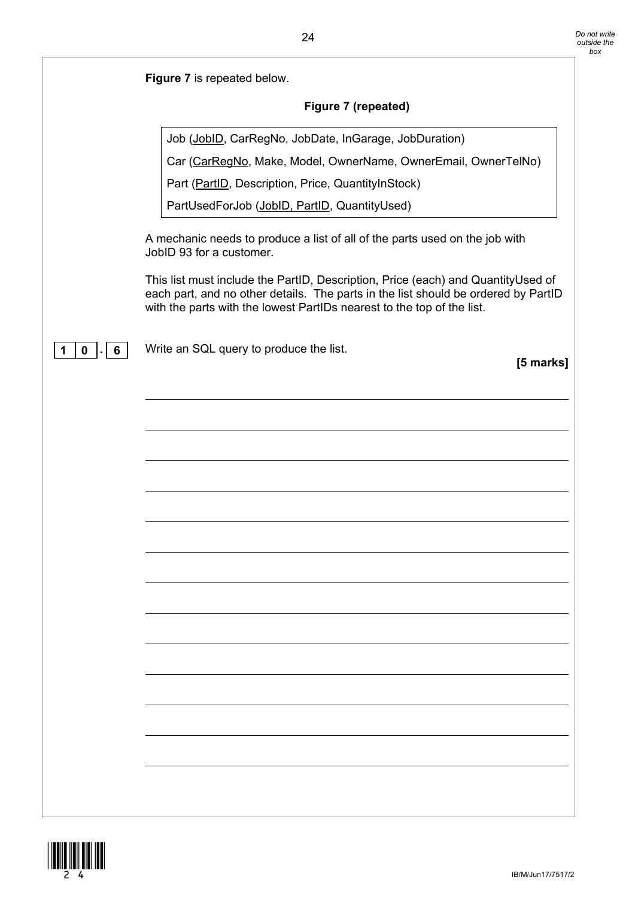**Figure 7** is repeated below.

**Figure 7 (repeated)**

Job (<u>JobID</u>, CarRegNo, JobDate, InGarage, JobDuration)

Car (<u>CarRegNo</u>, Make, Model, OwnerName, OwnerEmail, OwnerTelNo)

Part (<u>PartID</u>, Description, Price, QuantityInStock)

PartUsedForJob (<u>JobID, PartID</u>, QuantityUsed)

A mechanic needs to produce a list of all of the parts used on the job with JobID 93 for a customer.

This list must include the PartID, Description, Price (each) and QuantityUsed of each part, and no other details. The parts in the list should be ordered by PartID with the parts with the lowest PartIDs nearest to the top of the list.

**1 0 . 6** Write an SQL query to produce the list.

**[5 marks]**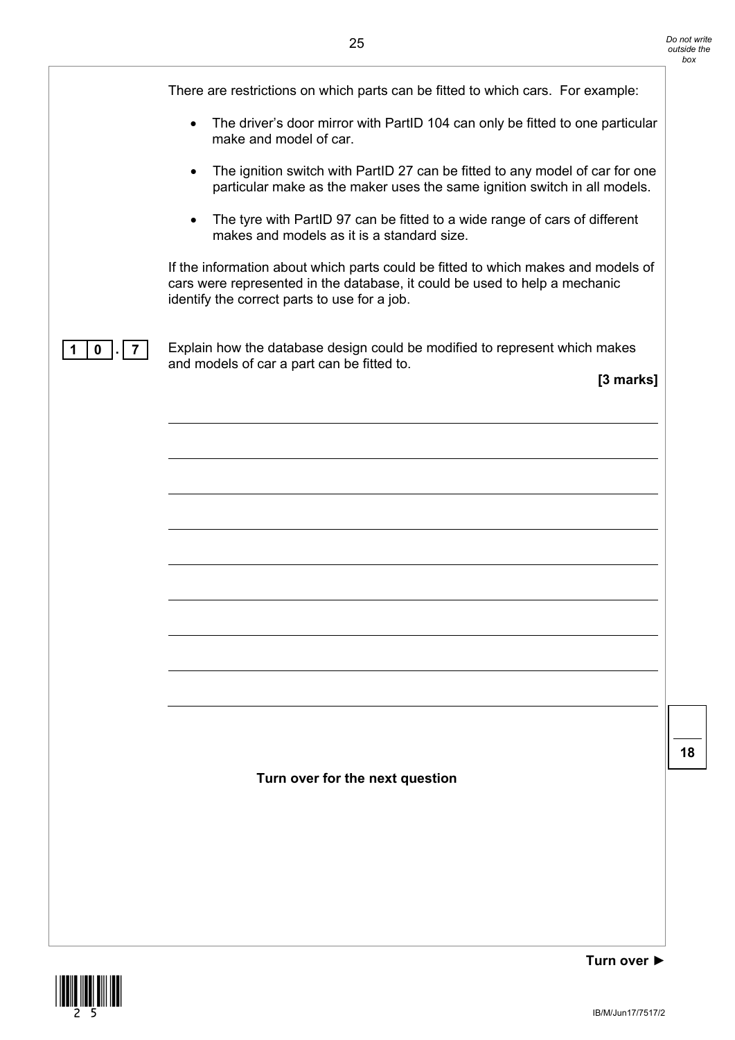There are restrictions on which parts can be fitted to which cars. For example:

- The driver's door mirror with PartID 104 can only be fitted to one particular make and model of car.
- The ignition switch with PartID 27 can be fitted to any model of car for one particular make as the maker uses the same ignition switch in all models.
- The tyre with PartID 97 can be fitted to a wide range of cars of different makes and models as it is a standard size.

If the information about which parts could be fitted to which makes and models of cars were represented in the database, it could be used to help a mechanic identify the correct parts to use for a job.

**1 0 . 7** Explain how the database design could be modified to represent which makes and models of car a part can be fitted to.

**[3 marks]**

**Turn over for the next question**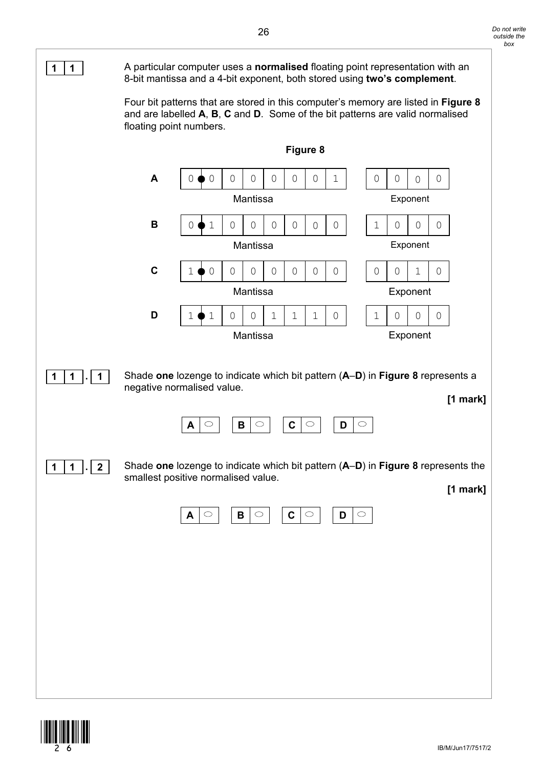**1 1** A particular computer uses a **normalised** floating point representation with an 8-bit mantissa and a 4-bit exponent, both stored using **two's complement**.

Four bit patterns that are stored in this computer's memory are listed in **Figure 8** and are labelled **A**, **B**, **C** and **D**. Some of the bit patterns are valid normalised floating point numbers.

**Figure 8**

| | Mantissa | Exponent |
|---|---|---|
| **A** | 0 ● 0 0 0 0 0 0 1 | 0 0 0 0 |
| **B** | 0 ● 1 0 0 0 0 0 0 | 1 0 0 0 |
| **C** | 1 ● 0 0 0 0 0 0 0 | 0 0 1 0 |
| **D** | 1 ● 1 0 0 1 1 1 0 | 1 0 0 0 |

**1 1 . 1** Shade **one** lozenge to indicate which bit pattern (**A**–**D**) in **Figure 8** represents a negative normalised value.

**[1 mark]**

**A** ⬭ **B** ⬭ **C** ⬭ **D** ⬭

**1 1 . 2** Shade **one** lozenge to indicate which bit pattern (**A**–**D**) in **Figure 8** represents the smallest positive normalised value.

**[1 mark]**

**A** ⬭ **B** ⬭ **C** ⬭ **D** ⬭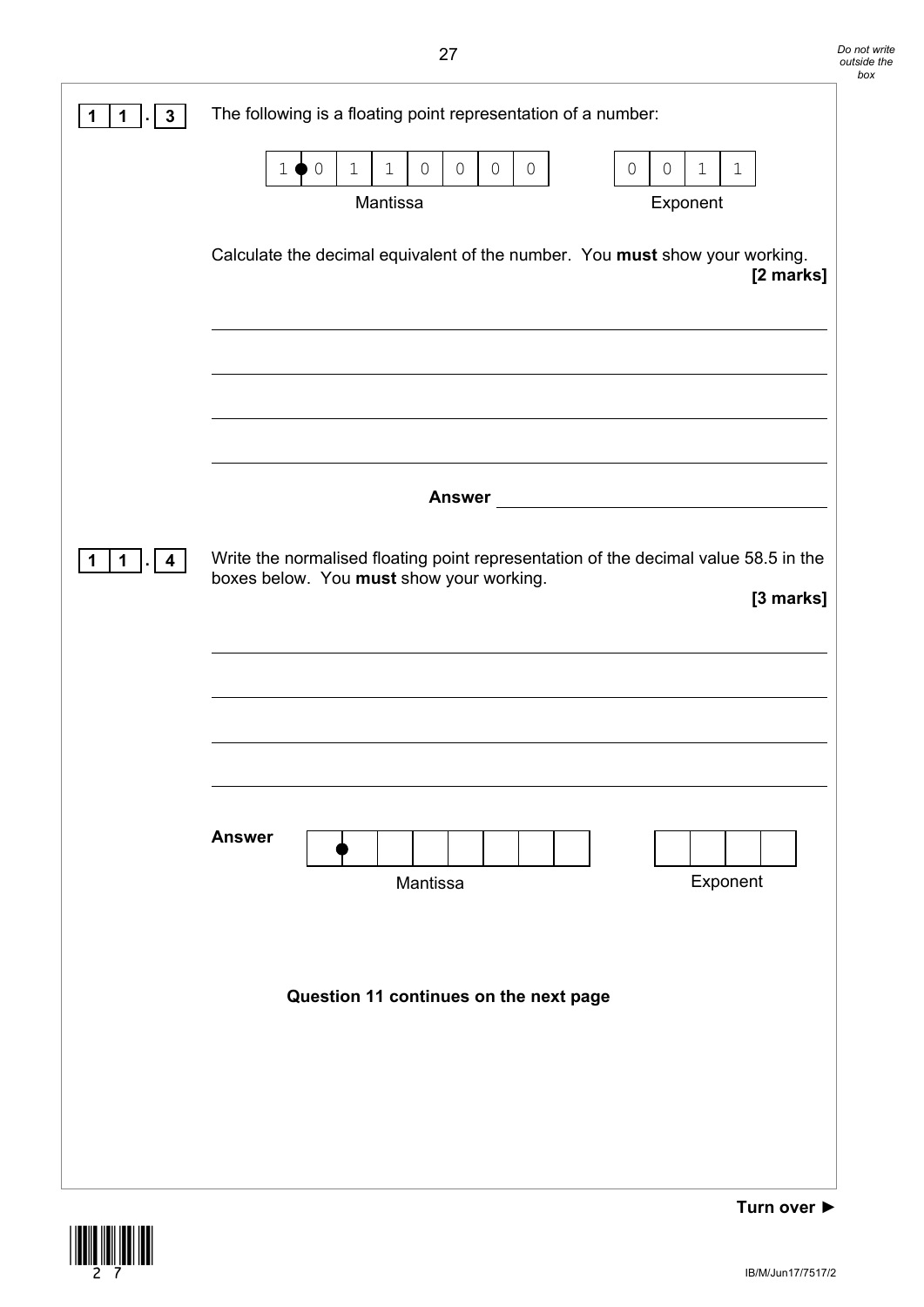**11.3** The following is a floating point representation of a number:

| 1● | 0 | 1 | 1 | 0 | 0 | 0 | 0 |
|---|---|---|---|---|---|---|---|

Mantissa

| 0 | 0 | 1 | 1 |
|---|---|---|---|

Exponent

Calculate the decimal equivalent of the number. You **must** show your working.

**[2 marks]**

______________________________________________

______________________________________________

______________________________________________

______________________________________________

**Answer** ______________________________

**11.4** Write the normalised floating point representation of the decimal value 58.5 in the boxes below. You **must** show your working.

**[3 marks]**

______________________________________________

______________________________________________

______________________________________________

______________________________________________

**Answer**

| ● | | | | | | | |
|---|---|---|---|---|---|---|---|

Mantissa

| | | | |
|---|---|---|---|

Exponent

**Question 11 continues on the next page**

**Turn over ►**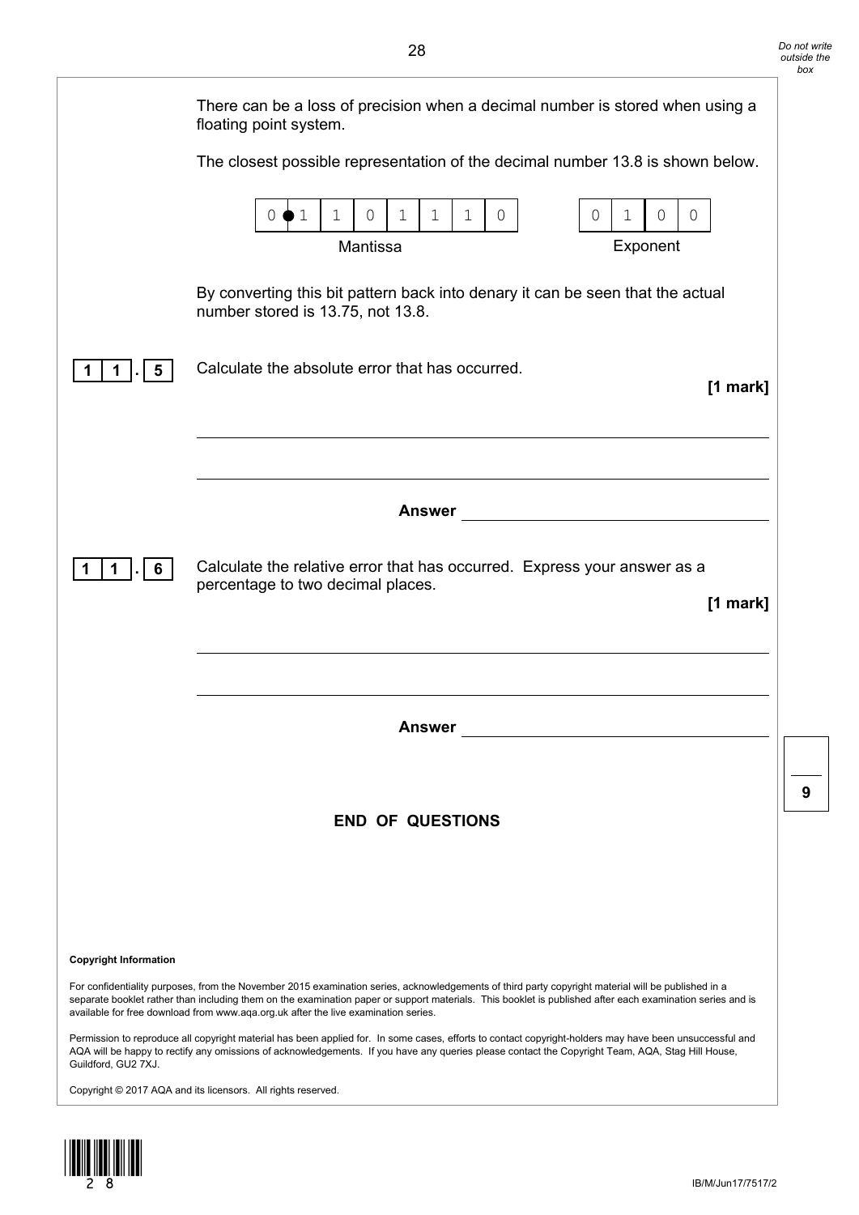There can be a loss of precision when a decimal number is stored when using a floating point system.

The closest possible representation of the decimal number 13.8 is shown below.

| | | | | | | | |
|---|---|---|---|---|---|---|---|
| 0 ● 1 | 1 | 0 | 1 | 1 | 1 | 0 | |

Mantissa

| | | | |
|---|---|---|---|
| 0 | 1 | 0 | 0 |

Exponent

By converting this bit pattern back into denary it can be seen that the actual number stored is 13.75, not 13.8.

**1 1 . 5** Calculate the absolute error that has occurred. **[1 mark]**

**Answer** ____________________

**1 1 . 6** Calculate the relative error that has occurred. Express your answer as a percentage to two decimal places. **[1 mark]**

**Answer** ____________________

**END OF QUESTIONS**

**Copyright Information**

For confidentiality purposes, from the November 2015 examination series, acknowledgements of third party copyright material will be published in a separate booklet rather than including them on the examination paper or support materials. This booklet is published after each examination series and is available for free download from www.aqa.org.uk after the live examination series.

Permission to reproduce all copyright material has been applied for. In some cases, efforts to contact copyright-holders may have been unsuccessful and AQA will be happy to rectify any omissions of acknowledgements. If you have any queries please contact the Copyright Team, AQA, Stag Hill House, Guildford, GU2 7XJ.

Copyright © 2017 AQA and its licensors. All rights reserved.